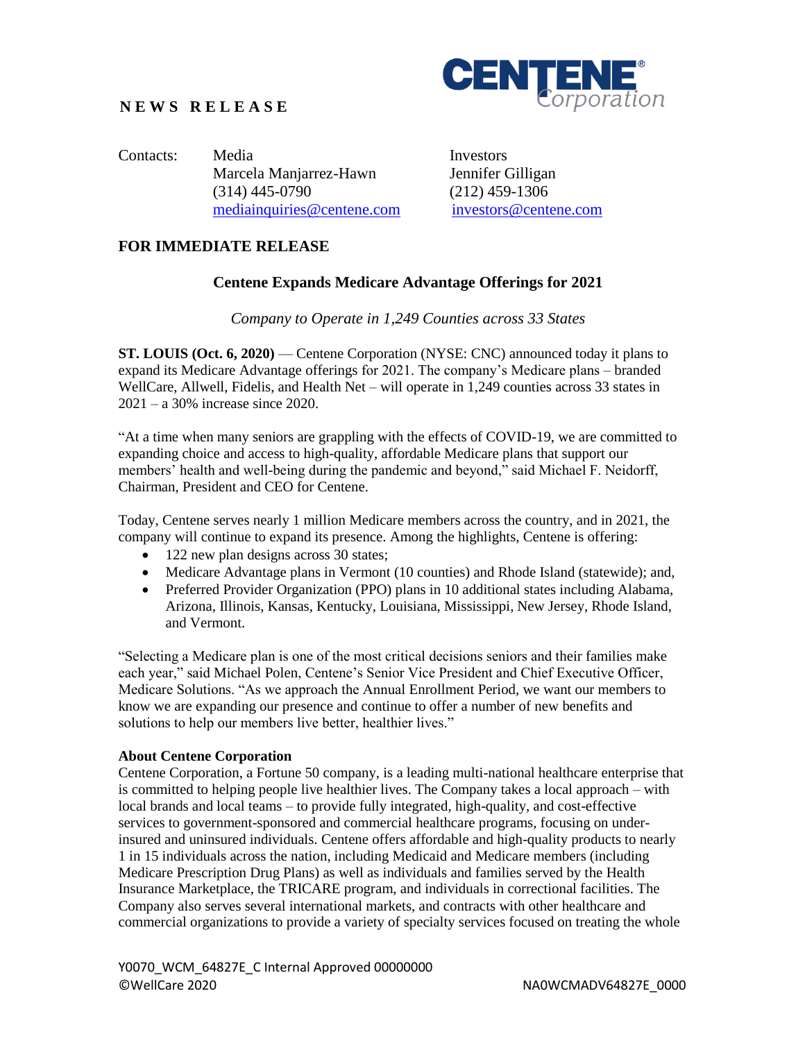**NEWS RELEASE**

CENTENE Corporation

Contacts: Media
Marcela Manjarrez-Hawn
(314) 445-0790
mediainquiries@centene.com

Investors
Jennifer Gilligan
(212) 459-1306
investors@centene.com

**FOR IMMEDIATE RELEASE**

## Centene Expands Medicare Advantage Offerings for 2021

*Company to Operate in 1,249 Counties across 33 States*

**ST. LOUIS (Oct. 6, 2020)** — Centene Corporation (NYSE: CNC) announced today it plans to expand its Medicare Advantage offerings for 2021. The company's Medicare plans – branded WellCare, Allwell, Fidelis, and Health Net – will operate in 1,249 counties across 33 states in 2021 – a 30% increase since 2020.

"At a time when many seniors are grappling with the effects of COVID-19, we are committed to expanding choice and access to high-quality, affordable Medicare plans that support our members' health and well-being during the pandemic and beyond," said Michael F. Neidorff, Chairman, President and CEO for Centene.

Today, Centene serves nearly 1 million Medicare members across the country, and in 2021, the company will continue to expand its presence. Among the highlights, Centene is offering:

- 122 new plan designs across 30 states;
- Medicare Advantage plans in Vermont (10 counties) and Rhode Island (statewide); and,
- Preferred Provider Organization (PPO) plans in 10 additional states including Alabama, Arizona, Illinois, Kansas, Kentucky, Louisiana, Mississippi, New Jersey, Rhode Island, and Vermont.

"Selecting a Medicare plan is one of the most critical decisions seniors and their families make each year," said Michael Polen, Centene's Senior Vice President and Chief Executive Officer, Medicare Solutions. "As we approach the Annual Enrollment Period, we want our members to know we are expanding our presence and continue to offer a number of new benefits and solutions to help our members live better, healthier lives."

**About Centene Corporation**

Centene Corporation, a Fortune 50 company, is a leading multi-national healthcare enterprise that is committed to helping people live healthier lives. The Company takes a local approach – with local brands and local teams – to provide fully integrated, high-quality, and cost-effective services to government-sponsored and commercial healthcare programs, focusing on under-insured and uninsured individuals. Centene offers affordable and high-quality products to nearly 1 in 15 individuals across the nation, including Medicaid and Medicare members (including Medicare Prescription Drug Plans) as well as individuals and families served by the Health Insurance Marketplace, the TRICARE program, and individuals in correctional facilities. The Company also serves several international markets, and contracts with other healthcare and commercial organizations to provide a variety of specialty services focused on treating the whole

Y0070_WCM_64827E_C Internal Approved 00000000
©WellCare 2020 NA0WCMADV64827E_0000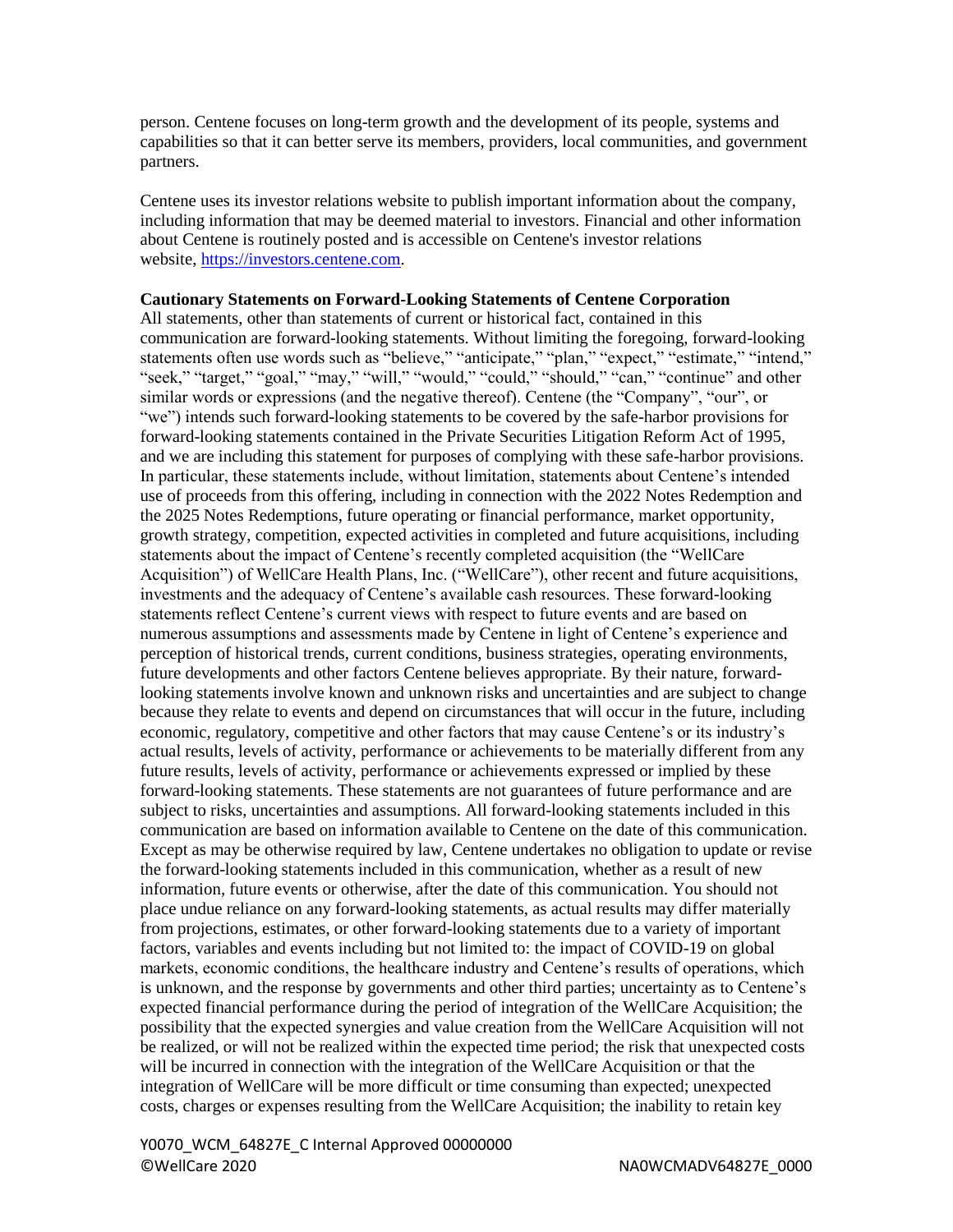person. Centene focuses on long-term growth and the development of its people, systems and capabilities so that it can better serve its members, providers, local communities, and government partners.

Centene uses its investor relations website to publish important information about the company, including information that may be deemed material to investors. Financial and other information about Centene is routinely posted and is accessible on Centene's investor relations website, [https://investors.centene.com](https://investors.centene.com).

**Cautionary Statements on Forward-Looking Statements of Centene Corporation**

All statements, other than statements of current or historical fact, contained in this communication are forward-looking statements. Without limiting the foregoing, forward-looking statements often use words such as "believe," "anticipate," "plan," "expect," "estimate," "intend," "seek," "target," "goal," "may," "will," "would," "could," "should," "can," "continue" and other similar words or expressions (and the negative thereof). Centene (the "Company", "our", or "we") intends such forward-looking statements to be covered by the safe-harbor provisions for forward-looking statements contained in the Private Securities Litigation Reform Act of 1995, and we are including this statement for purposes of complying with these safe-harbor provisions. In particular, these statements include, without limitation, statements about Centene's intended use of proceeds from this offering, including in connection with the 2022 Notes Redemption and the 2025 Notes Redemptions, future operating or financial performance, market opportunity, growth strategy, competition, expected activities in completed and future acquisitions, including statements about the impact of Centene's recently completed acquisition (the "WellCare Acquisition") of WellCare Health Plans, Inc. ("WellCare"), other recent and future acquisitions, investments and the adequacy of Centene's available cash resources. These forward-looking statements reflect Centene's current views with respect to future events and are based on numerous assumptions and assessments made by Centene in light of Centene's experience and perception of historical trends, current conditions, business strategies, operating environments, future developments and other factors Centene believes appropriate. By their nature, forward-looking statements involve known and unknown risks and uncertainties and are subject to change because they relate to events and depend on circumstances that will occur in the future, including economic, regulatory, competitive and other factors that may cause Centene's or its industry's actual results, levels of activity, performance or achievements to be materially different from any future results, levels of activity, performance or achievements expressed or implied by these forward-looking statements. These statements are not guarantees of future performance and are subject to risks, uncertainties and assumptions. All forward-looking statements included in this communication are based on information available to Centene on the date of this communication. Except as may be otherwise required by law, Centene undertakes no obligation to update or revise the forward-looking statements included in this communication, whether as a result of new information, future events or otherwise, after the date of this communication. You should not place undue reliance on any forward-looking statements, as actual results may differ materially from projections, estimates, or other forward-looking statements due to a variety of important factors, variables and events including but not limited to: the impact of COVID-19 on global markets, economic conditions, the healthcare industry and Centene's results of operations, which is unknown, and the response by governments and other third parties; uncertainty as to Centene's expected financial performance during the period of integration of the WellCare Acquisition; the possibility that the expected synergies and value creation from the WellCare Acquisition will not be realized, or will not be realized within the expected time period; the risk that unexpected costs will be incurred in connection with the integration of the WellCare Acquisition or that the integration of WellCare will be more difficult or time consuming than expected; unexpected costs, charges or expenses resulting from the WellCare Acquisition; the inability to retain key

Y0070_WCM_64827E_C Internal Approved 00000000
©WellCare 2020 NA0WCMADV64827E_0000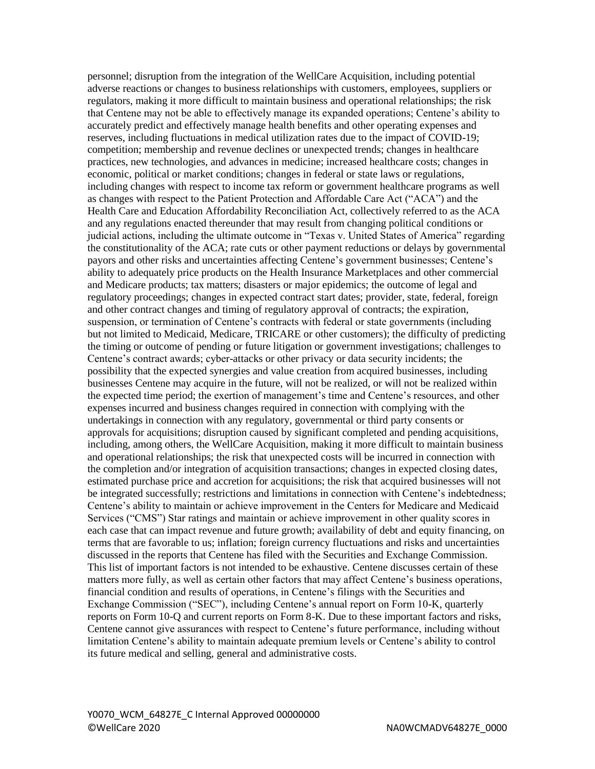personnel; disruption from the integration of the WellCare Acquisition, including potential adverse reactions or changes to business relationships with customers, employees, suppliers or regulators, making it more difficult to maintain business and operational relationships; the risk that Centene may not be able to effectively manage its expanded operations; Centene's ability to accurately predict and effectively manage health benefits and other operating expenses and reserves, including fluctuations in medical utilization rates due to the impact of COVID-19; competition; membership and revenue declines or unexpected trends; changes in healthcare practices, new technologies, and advances in medicine; increased healthcare costs; changes in economic, political or market conditions; changes in federal or state laws or regulations, including changes with respect to income tax reform or government healthcare programs as well as changes with respect to the Patient Protection and Affordable Care Act ("ACA") and the Health Care and Education Affordability Reconciliation Act, collectively referred to as the ACA and any regulations enacted thereunder that may result from changing political conditions or judicial actions, including the ultimate outcome in "Texas v. United States of America" regarding the constitutionality of the ACA; rate cuts or other payment reductions or delays by governmental payors and other risks and uncertainties affecting Centene's government businesses; Centene's ability to adequately price products on the Health Insurance Marketplaces and other commercial and Medicare products; tax matters; disasters or major epidemics; the outcome of legal and regulatory proceedings; changes in expected contract start dates; provider, state, federal, foreign and other contract changes and timing of regulatory approval of contracts; the expiration, suspension, or termination of Centene's contracts with federal or state governments (including but not limited to Medicaid, Medicare, TRICARE or other customers); the difficulty of predicting the timing or outcome of pending or future litigation or government investigations; challenges to Centene's contract awards; cyber-attacks or other privacy or data security incidents; the possibility that the expected synergies and value creation from acquired businesses, including businesses Centene may acquire in the future, will not be realized, or will not be realized within the expected time period; the exertion of management's time and Centene's resources, and other expenses incurred and business changes required in connection with complying with the undertakings in connection with any regulatory, governmental or third party consents or approvals for acquisitions; disruption caused by significant completed and pending acquisitions, including, among others, the WellCare Acquisition, making it more difficult to maintain business and operational relationships; the risk that unexpected costs will be incurred in connection with the completion and/or integration of acquisition transactions; changes in expected closing dates, estimated purchase price and accretion for acquisitions; the risk that acquired businesses will not be integrated successfully; restrictions and limitations in connection with Centene's indebtedness; Centene's ability to maintain or achieve improvement in the Centers for Medicare and Medicaid Services ("CMS") Star ratings and maintain or achieve improvement in other quality scores in each case that can impact revenue and future growth; availability of debt and equity financing, on terms that are favorable to us; inflation; foreign currency fluctuations and risks and uncertainties discussed in the reports that Centene has filed with the Securities and Exchange Commission. This list of important factors is not intended to be exhaustive. Centene discusses certain of these matters more fully, as well as certain other factors that may affect Centene's business operations, financial condition and results of operations, in Centene's filings with the Securities and Exchange Commission ("SEC"), including Centene's annual report on Form 10-K, quarterly reports on Form 10-Q and current reports on Form 8-K. Due to these important factors and risks, Centene cannot give assurances with respect to Centene's future performance, including without limitation Centene's ability to maintain adequate premium levels or Centene's ability to control its future medical and selling, general and administrative costs.